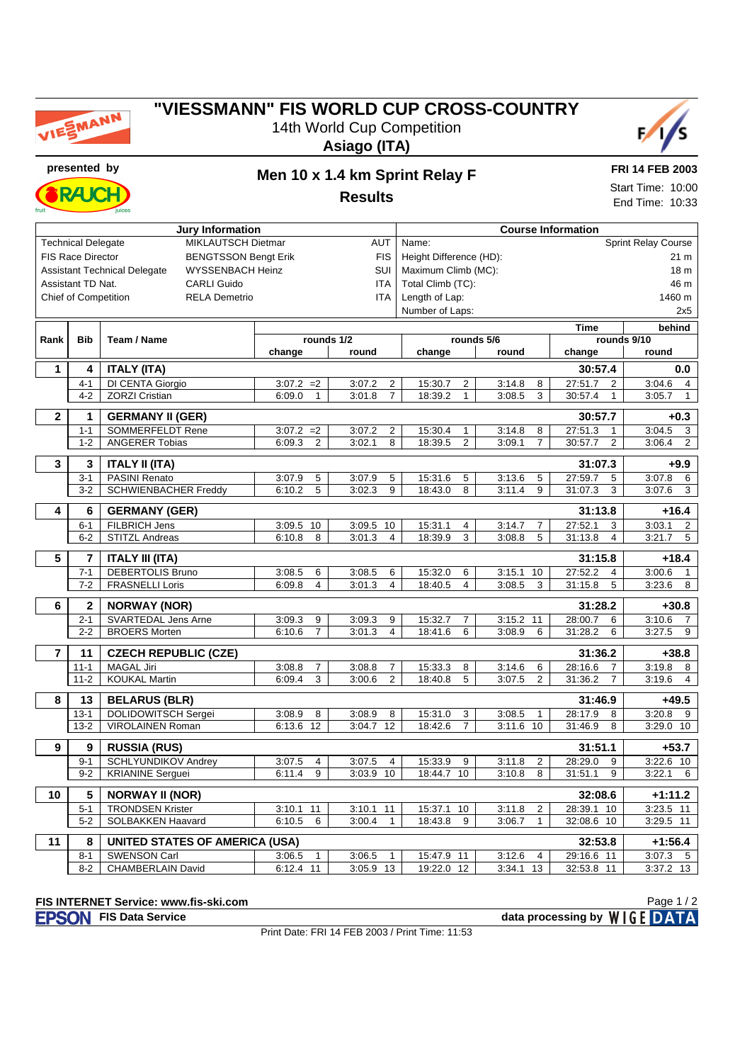# "VIESSMANN" FIS WORLD CUP CROSS-COUNTRY

14th World Cup Competition

**Asiago (ITA)**

presented by

## Men 10 x 1.4 km Sprint Relay F

**Results**

**FRI 14 FEB 2003**

Start Time: 10:00

End Time: 10:33

| Jury Information | | |
|---|---|---|
| Technical Delegate | MIKLAUTSCH Dietmar | AUT |
| FIS Race Director | BENGTSSON Bengt Erik | FIS |
| Assistant Technical Delegate | WYSSENBACH Heinz | SUI |
| Assistant TD Nat. | CARLI Guido | ITA |
| Chief of Competition | RELA Demetrio | ITA |

| Course Information | |
|---|---|
| Name: | Sprint Relay Course |
| Height Difference (HD): | 21 m |
| Maximum Climb (MC): | 18 m |
| Total Climb (TC): | 46 m |
| Length of Lap: | 1460 m |
| Number of Laps: | 2x5 |

| Rank | Bib | Team / Name | rounds 1/2 change | | rounds 1/2 round | | rounds 5/6 change | | rounds 5/6 round | | Time change | | behind rounds 9/10 round | |
|---|---|---|---|---|---|---|---|---|---|---|---|---|---|---|
| 1 | 4 | **ITALY (ITA)** | | | | | | | | | **30:57.4** | | **0.0** | |
| | 4-1 | DI CENTA Giorgio | 3:07.2 | =2 | 3:07.2 | 2 | 15:30.7 | 2 | 3:14.8 | 8 | 27:51.7 | 2 | 3:04.6 | 4 |
| | 4-2 | ZORZI Cristian | 6:09.0 | 1 | 3:01.8 | 7 | 18:39.2 | 1 | 3:08.5 | 3 | 30:57.4 | 1 | 3:05.7 | 1 |
| 2 | 1 | **GERMANY II (GER)** | | | | | | | | | **30:57.7** | | **+0.3** | |
| | 1-1 | SOMMERFELDT Rene | 3:07.2 | =2 | 3:07.2 | 2 | 15:30.4 | 1 | 3:14.8 | 8 | 27:51.3 | 1 | 3:04.5 | 3 |
| | 1-2 | ANGERER Tobias | 6:09.3 | 2 | 3:02.1 | 8 | 18:39.5 | 2 | 3:09.1 | 7 | 30:57.7 | 2 | 3:06.4 | 2 |
| 3 | 3 | **ITALY II (ITA)** | | | | | | | | | **31:07.3** | | **+9.9** | |
| | 3-1 | PASINI Renato | 3:07.9 | 5 | 3:07.9 | 5 | 15:31.6 | 5 | 3:13.6 | 5 | 27:59.7 | 5 | 3:07.8 | 6 |
| | 3-2 | SCHWIENBACHER Freddy | 6:10.2 | 5 | 3:02.3 | 9 | 18:43.0 | 8 | 3:11.4 | 9 | 31:07.3 | 3 | 3:07.6 | 3 |
| 4 | 6 | **GERMANY (GER)** | | | | | | | | | **31:13.8** | | **+16.4** | |
| | 6-1 | FILBRICH Jens | 3:09.5 | 10 | 3:09.5 | 10 | 15:31.1 | 4 | 3:14.7 | 7 | 27:52.1 | 3 | 3:03.1 | 2 |
| | 6-2 | STITZL Andreas | 6:10.8 | 8 | 3:01.3 | 4 | 18:39.9 | 3 | 3:08.8 | 5 | 31:13.8 | 4 | 3:21.7 | 5 |
| 5 | 7 | **ITALY III (ITA)** | | | | | | | | | **31:15.8** | | **+18.4** | |
| | 7-1 | DEBERTOLIS Bruno | 3:08.5 | 6 | 3:08.5 | 6 | 15:32.0 | 6 | 3:15.1 | 10 | 27:52.2 | 4 | 3:00.6 | 1 |
| | 7-2 | FRASNELLI Loris | 6:09.8 | 4 | 3:01.3 | 4 | 18:40.5 | 4 | 3:08.5 | 3 | 31:15.8 | 5 | 3:23.6 | 8 |
| 6 | 2 | **NORWAY (NOR)** | | | | | | | | | **31:28.2** | | **+30.8** | |
| | 2-1 | SVARTEDAL Jens Arne | 3:09.3 | 9 | 3:09.3 | 9 | 15:32.7 | 7 | 3:15.2 | 11 | 28:00.7 | 6 | 3:10.6 | 7 |
| | 2-2 | BROERS Morten | 6:10.6 | 7 | 3:01.3 | 4 | 18:41.6 | 6 | 3:08.9 | 6 | 31:28.2 | 6 | 3:27.5 | 9 |
| 7 | 11 | **CZECH REPUBLIC (CZE)** | | | | | | | | | **31:36.2** | | **+38.8** | |
| | 11-1 | MAGAL Jiri | 3:08.8 | 7 | 3:08.8 | 7 | 15:33.3 | 8 | 3:14.6 | 6 | 28:16.6 | 7 | 3:19.8 | 8 |
| | 11-2 | KOUKAL Martin | 6:09.4 | 3 | 3:00.6 | 2 | 18:40.8 | 5 | 3:07.5 | 2 | 31:36.2 | 7 | 3:19.6 | 4 |
| 8 | 13 | **BELARUS (BLR)** | | | | | | | | | **31:46.9** | | **+49.5** | |
| | 13-1 | DOLIDOWITSCH Sergei | 3:08.9 | 8 | 3:08.9 | 8 | 15:31.0 | 3 | 3:08.5 | 1 | 28:17.9 | 8 | 3:20.8 | 9 |
| | 13-2 | VIROLAINEN Roman | 6:13.6 | 12 | 3:04.7 | 12 | 18:42.6 | 7 | 3:11.6 | 10 | 31:46.9 | 8 | 3:29.0 | 10 |
| 9 | 9 | **RUSSIA (RUS)** | | | | | | | | | **31:51.1** | | **+53.7** | |
| | 9-1 | SCHLYUNDIKOV Andrey | 3:07.5 | 4 | 3:07.5 | 4 | 15:33.9 | 9 | 3:11.8 | 2 | 28:29.0 | 9 | 3:22.6 | 10 |
| | 9-2 | KRIANINE Serguei | 6:11.4 | 9 | 3:03.9 | 10 | 18:44.7 | 10 | 3:10.8 | 8 | 31:51.1 | 9 | 3:22.1 | 6 |
| 10 | 5 | **NORWAY II (NOR)** | | | | | | | | | **32:08.6** | | **+1:11.2** | |
| | 5-1 | TRONDSEN Krister | 3:10.1 | 11 | 3:10.1 | 11 | 15:37.1 | 10 | 3:11.8 | 2 | 28:39.1 | 10 | 3:23.5 | 11 |
| | 5-2 | SOLBAKKEN Haavard | 6:10.5 | 6 | 3:00.4 | 1 | 18:43.8 | 9 | 3:06.7 | 1 | 32:08.6 | 10 | 3:29.5 | 11 |
| 11 | 8 | **UNITED STATES OF AMERICA (USA)** | | | | | | | | | **32:53.8** | | **+1:56.4** | |
| | 8-1 | SWENSON Carl | 3:06.5 | 1 | 3:06.5 | 1 | 15:47.9 | 11 | 3:12.6 | 4 | 29:16.6 | 11 | 3:07.3 | 5 |
| | 8-2 | CHAMBERLAIN David | 6:12.4 | 11 | 3:05.9 | 13 | 19:22.0 | 12 | 3:34.1 | 13 | 32:53.8 | 11 | 3:37.2 | 13 |

FIS INTERNET Service: www.fis-ski.com

EPSON FIS Data Service — data processing by WIGE DATA

Print Date: FRI 14 FEB 2003 / Print Time: 11:53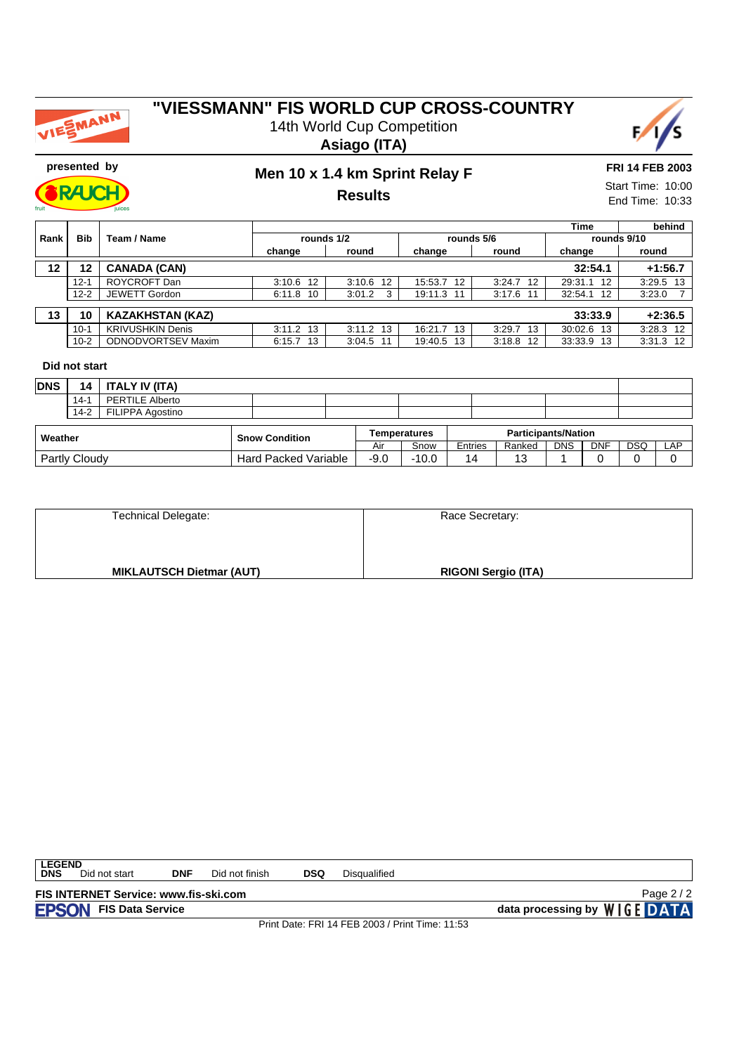# "VIESSMANN" FIS WORLD CUP CROSS-COUNTRY

14th World Cup Competition

**Asiago (ITA)**

**presented by**

## Men 10 x 1.4 km Sprint Relay F

**Results**

**FRI 14 FEB 2003**

Start Time: 10:00

End Time: 10:33

| Rank | Bib | Team / Name | rounds 1/2 change | | rounds 1/2 round | | rounds 5/6 change | | rounds 5/6 round | | rounds 9/10 change (Time) | | rounds 9/10 round (behind) | |
|---|---|---|---|---|---|---|---|---|---|---|---|---|---|---|
| **12** | **12** | **CANADA (CAN)** | | | | | | | | | **32:54.1** | | **+1:56.7** | |
| | 12-1 | ROYCROFT Dan | 3:10.6 | 12 | 3:10.6 | 12 | 15:53.7 | 12 | 3:24.7 | 12 | 29:31.1 | 12 | 3:29.5 | 13 |
| | 12-2 | JEWETT Gordon | 6:11.8 | 10 | 3:01.2 | 3 | 19:11.3 | 11 | 3:17.6 | 11 | 32:54.1 | 12 | 3:23.0 | 7 |
| **13** | **10** | **KAZAKHSTAN (KAZ)** | | | | | | | | | **33:33.9** | | **+2:36.5** | |
| | 10-1 | KRIVUSHKIN Denis | 3:11.2 | 13 | 3:11.2 | 13 | 16:21.7 | 13 | 3:29.7 | 13 | 30:02.6 | 13 | 3:28.3 | 12 |
| | 10-2 | ODNODVORTSEV Maxim | 6:15.7 | 13 | 3:04.5 | 11 | 19:40.5 | 13 | 3:18.8 | 12 | 33:33.9 | 13 | 3:31.3 | 12 |

**Did not start**

| | | | | | | | | |
|---|---|---|---|---|---|---|---|---|
| **DNS** | **14** | **ITALY IV (ITA)** | | | | | | |
| | 14-1 | PERTILE Alberto | | | | | | |
| | 14-2 | FILIPPA Agostino | | | | | | |

| Weather | Snow Condition | Temperatures Air | Temperatures Snow | Participants/Nation Entries | Ranked | DNS | DNF | DSQ | LAP |
|---|---|---|---|---|---|---|---|---|---|
| Partly Cloudy | Hard Packed Variable | -9.0 | -10.0 | 14 | 13 | 1 | 0 | 0 | 0 |

| Technical Delegate: | Race Secretary: |
|---|---|
| **MIKLAUTSCH Dietmar (AUT)** | **RIGONI Sergio (ITA)** |

**LEGEND**
**DNS** Did not start **DNF** Did not finish **DSQ** Disqualified

**FIS INTERNET Service: www.fis-ski.com**

**EPSON FIS Data Service** — **data processing by WIGE DATA**

Print Date: FRI 14 FEB 2003 / Print Time: 11:53